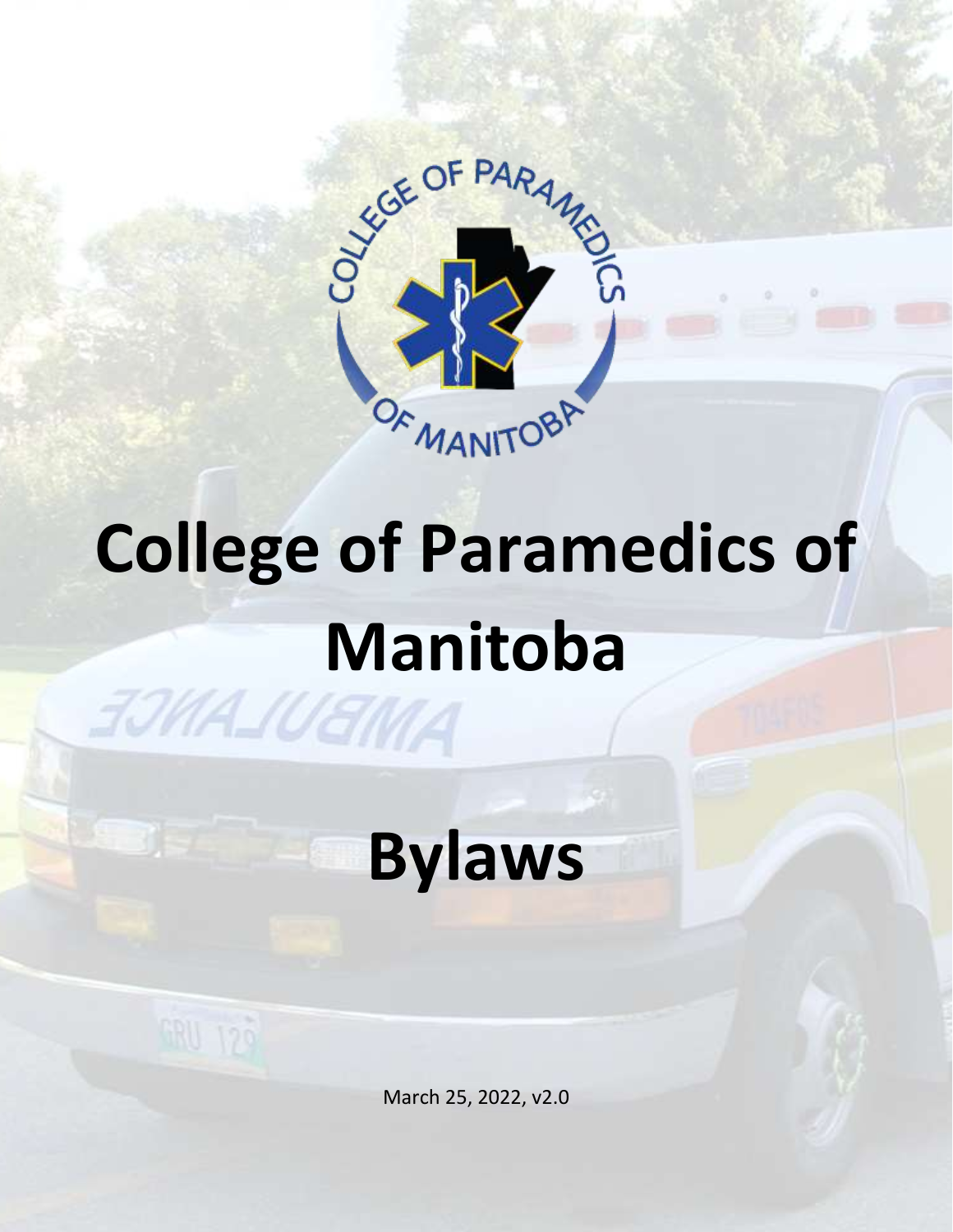# College of Paramedics of Manitoba

# Bylaws

March 25, 2022, v2.0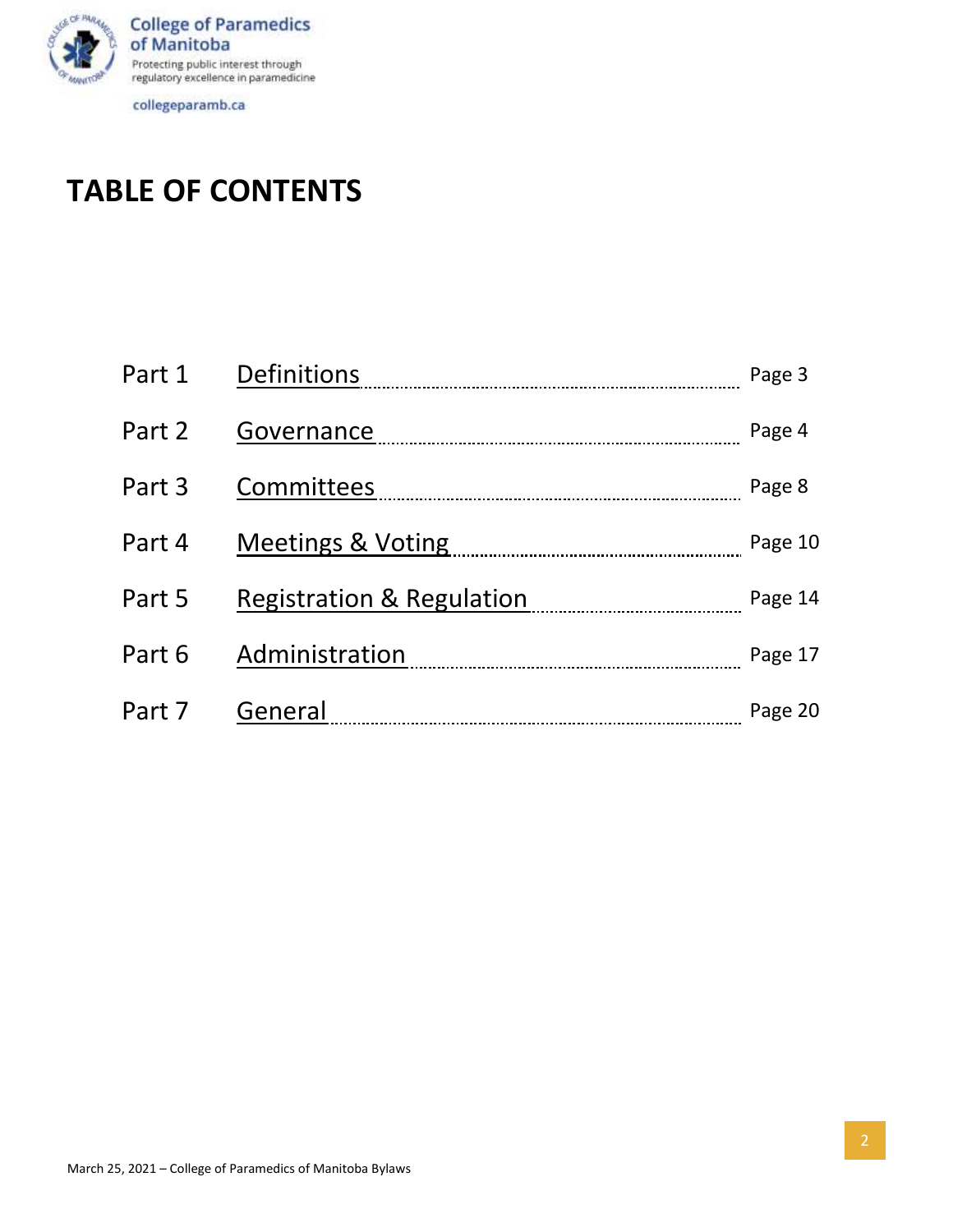# TABLE OF CONTENTS

| Part | Title | Page |
|---|---|---|
| Part 1 | Definitions | Page 3 |
| Part 2 | Governance | Page 4 |
| Part 3 | Committees | Page 8 |
| Part 4 | Meetings & Voting | Page 10 |
| Part 5 | Registration & Regulation | Page 14 |
| Part 6 | Administration | Page 17 |
| Part 7 | General | Page 20 |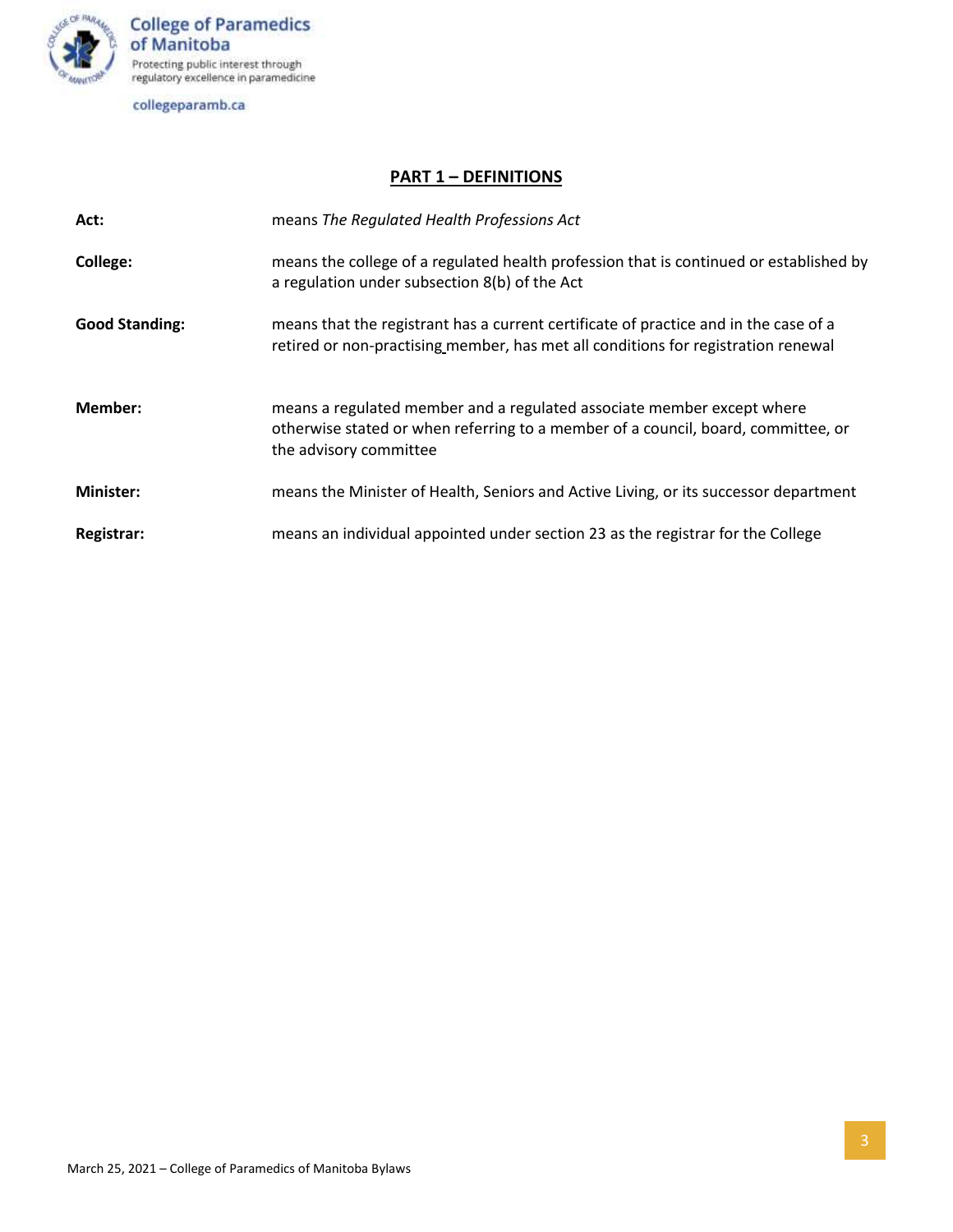## PART 1 – DEFINITIONS

**Act:** means *The Regulated Health Professions Act*

**College:** means the college of a regulated health profession that is continued or established by a regulation under subsection 8(b) of the Act

**Good Standing:** means that the registrant has a current certificate of practice and in the case of a retired or non-practising member, has met all conditions for registration renewal

**Member:** means a regulated member and a regulated associate member except where otherwise stated or when referring to a member of a council, board, committee, or the advisory committee

**Minister:** means the Minister of Health, Seniors and Active Living, or its successor department

**Registrar:** means an individual appointed under section 23 as the registrar for the College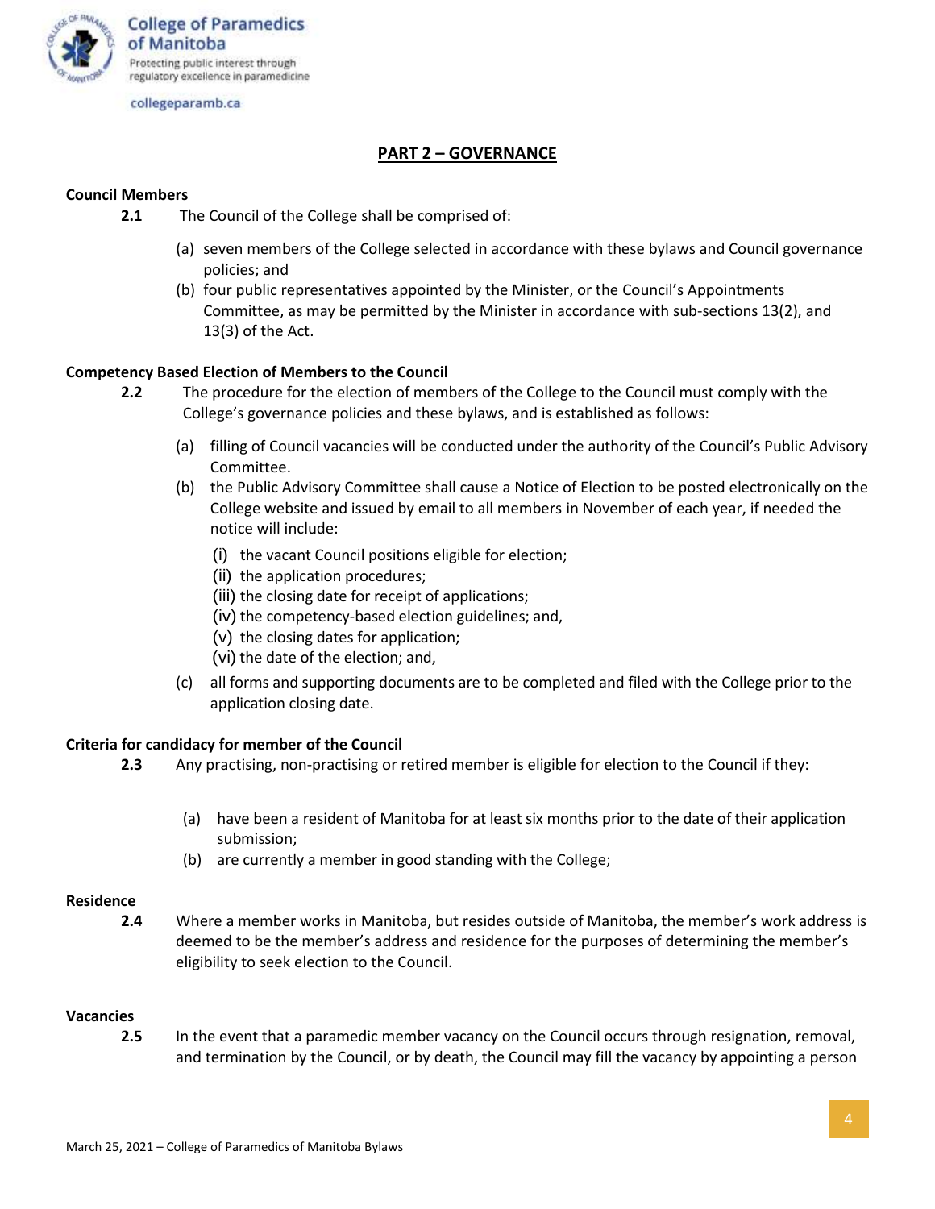## PART 2 – GOVERNANCE

**Council Members**

**2.1** The Council of the College shall be comprised of:

(a) seven members of the College selected in accordance with these bylaws and Council governance policies; and

(b) four public representatives appointed by the Minister, or the Council's Appointments Committee, as may be permitted by the Minister in accordance with sub-sections 13(2), and 13(3) of the Act.

**Competency Based Election of Members to the Council**

**2.2** The procedure for the election of members of the College to the Council must comply with the College's governance policies and these bylaws, and is established as follows:

(a) filling of Council vacancies will be conducted under the authority of the Council's Public Advisory Committee.

(b) the Public Advisory Committee shall cause a Notice of Election to be posted electronically on the College website and issued by email to all members in November of each year, if needed the notice will include:

(i) the vacant Council positions eligible for election;
(ii) the application procedures;
(iii) the closing date for receipt of applications;
(iv) the competency-based election guidelines; and,
(v) the closing dates for application;
(vi) the date of the election; and,

(c) all forms and supporting documents are to be completed and filed with the College prior to the application closing date.

**Criteria for candidacy for member of the Council**

**2.3** Any practising, non-practising or retired member is eligible for election to the Council if they:

(a) have been a resident of Manitoba for at least six months prior to the date of their application submission;

(b) are currently a member in good standing with the College;

**Residence**

**2.4** Where a member works in Manitoba, but resides outside of Manitoba, the member's work address is deemed to be the member's address and residence for the purposes of determining the member's eligibility to seek election to the Council.

**Vacancies**

**2.5** In the event that a paramedic member vacancy on the Council occurs through resignation, removal, and termination by the Council, or by death, the Council may fill the vacancy by appointing a person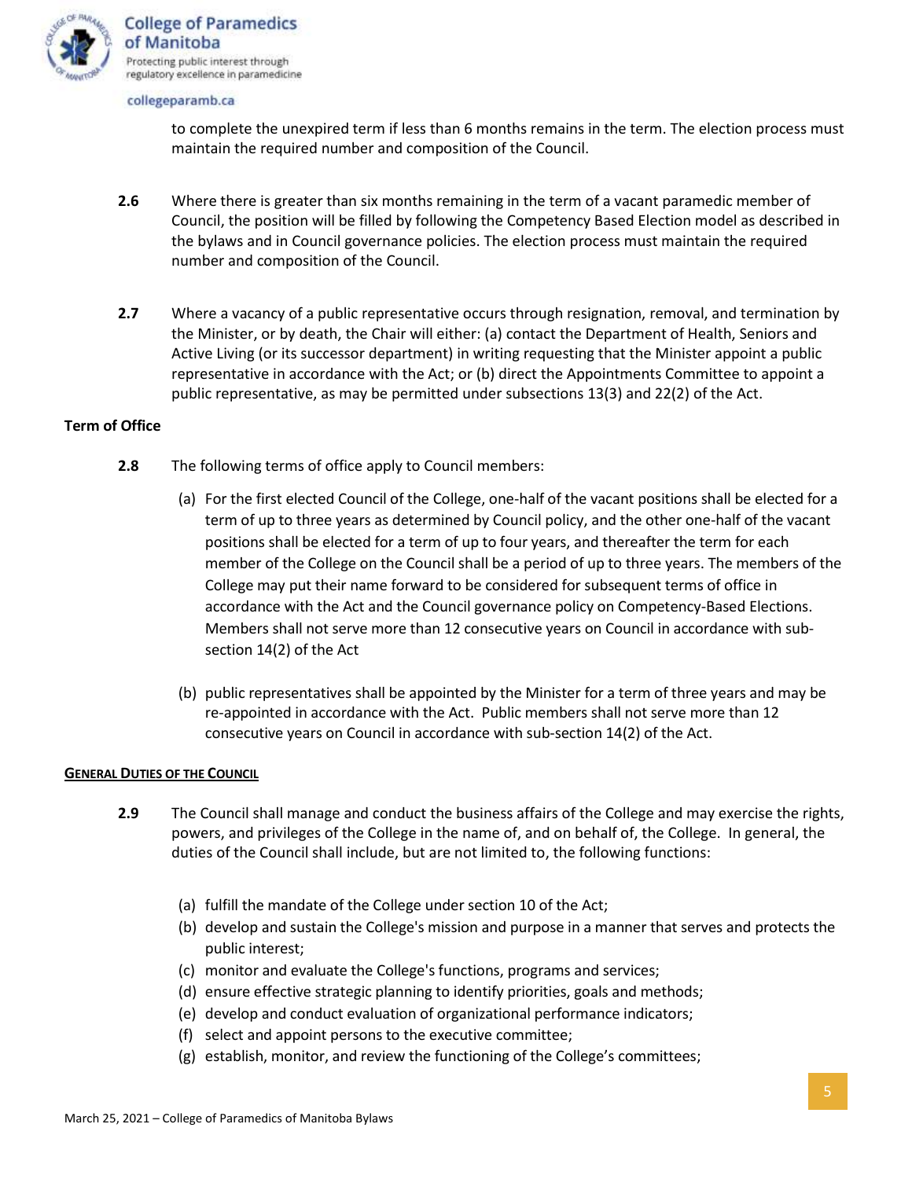to complete the unexpired term if less than 6 months remains in the term. The election process must maintain the required number and composition of the Council.

**2.6** Where there is greater than six months remaining in the term of a vacant paramedic member of Council, the position will be filled by following the Competency Based Election model as described in the bylaws and in Council governance policies. The election process must maintain the required number and composition of the Council.

**2.7** Where a vacancy of a public representative occurs through resignation, removal, and termination by the Minister, or by death, the Chair will either: (a) contact the Department of Health, Seniors and Active Living (or its successor department) in writing requesting that the Minister appoint a public representative in accordance with the Act; or (b) direct the Appointments Committee to appoint a public representative, as may be permitted under subsections 13(3) and 22(2) of the Act.

**Term of Office**

**2.8** The following terms of office apply to Council members:

(a) For the first elected Council of the College, one-half of the vacant positions shall be elected for a term of up to three years as determined by Council policy, and the other one-half of the vacant positions shall be elected for a term of up to four years, and thereafter the term for each member of the College on the Council shall be a period of up to three years. The members of the College may put their name forward to be considered for subsequent terms of office in accordance with the Act and the Council governance policy on Competency-Based Elections. Members shall not serve more than 12 consecutive years on Council in accordance with sub-section 14(2) of the Act

(b) public representatives shall be appointed by the Minister for a term of three years and may be re-appointed in accordance with the Act. Public members shall not serve more than 12 consecutive years on Council in accordance with sub-section 14(2) of the Act.

## GENERAL DUTIES OF THE COUNCIL

**2.9** The Council shall manage and conduct the business affairs of the College and may exercise the rights, powers, and privileges of the College in the name of, and on behalf of, the College. In general, the duties of the Council shall include, but are not limited to, the following functions:

(a) fulfill the mandate of the College under section 10 of the Act;
(b) develop and sustain the College's mission and purpose in a manner that serves and protects the public interest;
(c) monitor and evaluate the College's functions, programs and services;
(d) ensure effective strategic planning to identify priorities, goals and methods;
(e) develop and conduct evaluation of organizational performance indicators;
(f) select and appoint persons to the executive committee;
(g) establish, monitor, and review the functioning of the College's committees;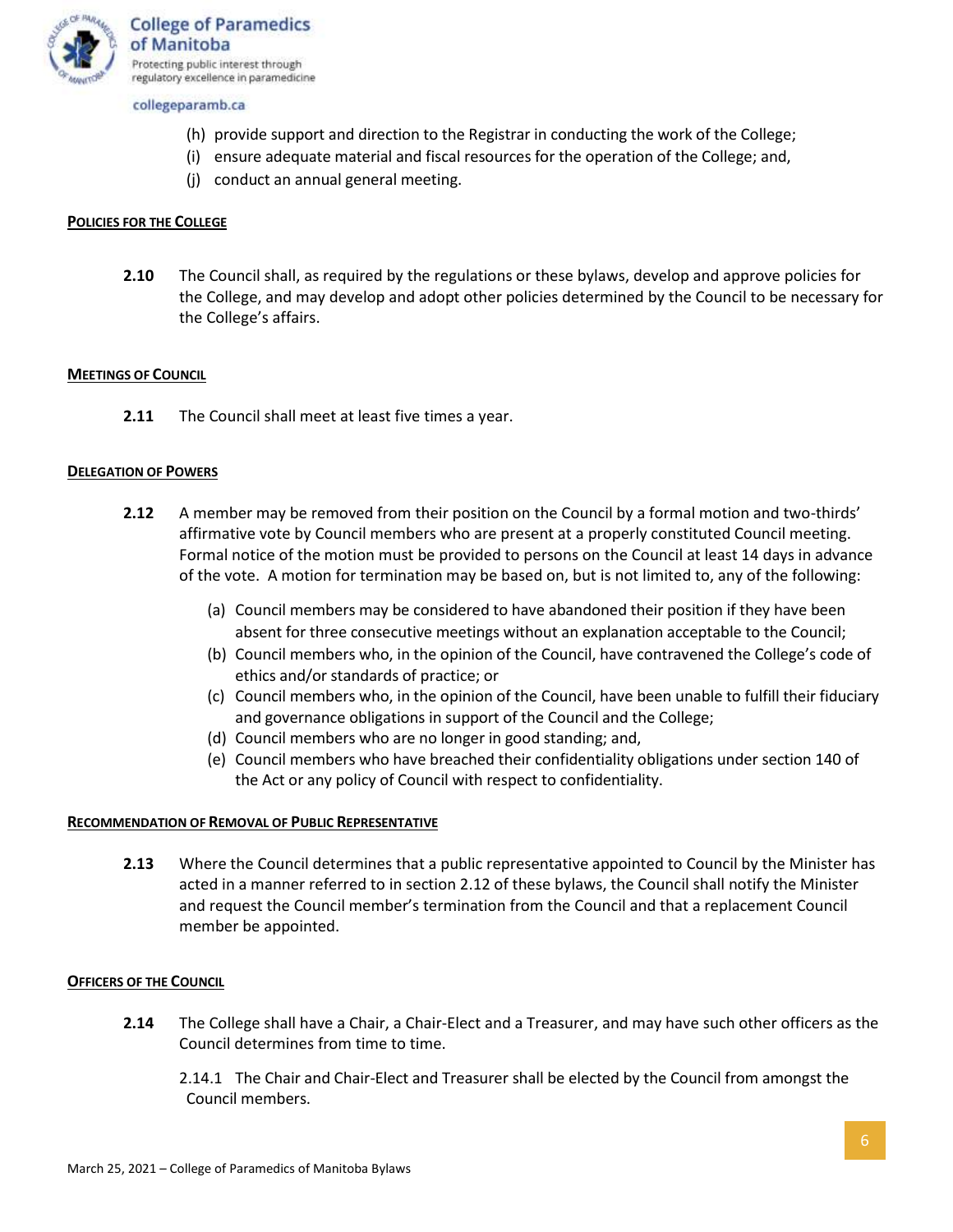(h) provide support and direction to the Registrar in conducting the work of the College;
(i) ensure adequate material and fiscal resources for the operation of the College; and,
(j) conduct an annual general meeting.

**POLICIES FOR THE COLLEGE**

**2.10** The Council shall, as required by the regulations or these bylaws, develop and approve policies for the College, and may develop and adopt other policies determined by the Council to be necessary for the College's affairs.

**MEETINGS OF COUNCIL**

**2.11** The Council shall meet at least five times a year.

**DELEGATION OF POWERS**

**2.12** A member may be removed from their position on the Council by a formal motion and two-thirds' affirmative vote by Council members who are present at a properly constituted Council meeting. Formal notice of the motion must be provided to persons on the Council at least 14 days in advance of the vote. A motion for termination may be based on, but is not limited to, any of the following:

(a) Council members may be considered to have abandoned their position if they have been absent for three consecutive meetings without an explanation acceptable to the Council;
(b) Council members who, in the opinion of the Council, have contravened the College's code of ethics and/or standards of practice; or
(c) Council members who, in the opinion of the Council, have been unable to fulfill their fiduciary and governance obligations in support of the Council and the College;
(d) Council members who are no longer in good standing; and,
(e) Council members who have breached their confidentiality obligations under section 140 of the Act or any policy of Council with respect to confidentiality.

**RECOMMENDATION OF REMOVAL OF PUBLIC REPRESENTATIVE**

**2.13** Where the Council determines that a public representative appointed to Council by the Minister has acted in a manner referred to in section 2.12 of these bylaws, the Council shall notify the Minister and request the Council member's termination from the Council and that a replacement Council member be appointed.

**OFFICERS OF THE COUNCIL**

**2.14** The College shall have a Chair, a Chair-Elect and a Treasurer, and may have such other officers as the Council determines from time to time.

2.14.1 The Chair and Chair-Elect and Treasurer shall be elected by the Council from amongst the Council members.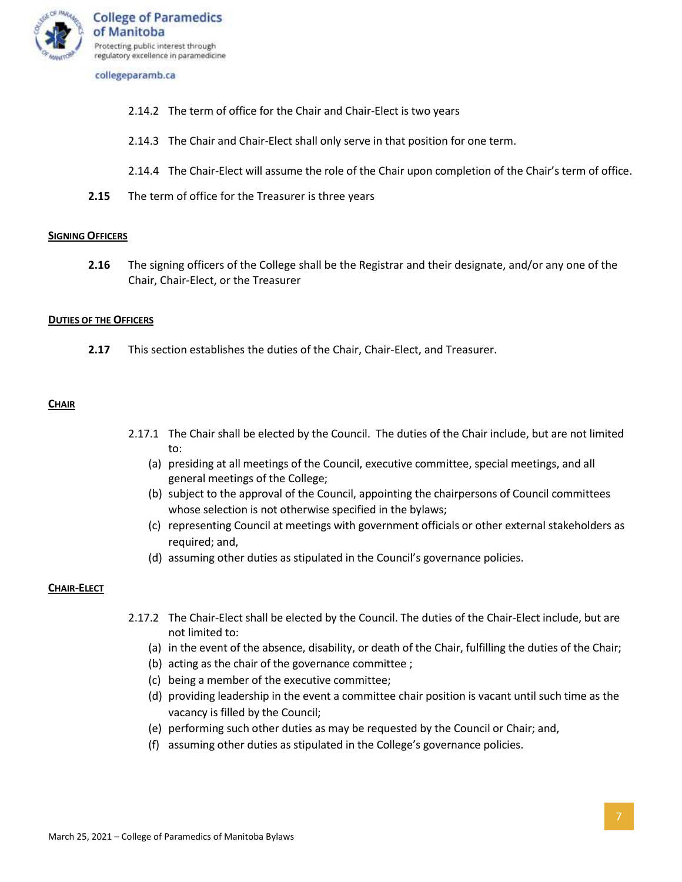2.14.2 The term of office for the Chair and Chair-Elect is two years

2.14.3 The Chair and Chair-Elect shall only serve in that position for one term.

2.14.4 The Chair-Elect will assume the role of the Chair upon completion of the Chair's term of office.

**2.15** The term of office for the Treasurer is three years

### SIGNING OFFICERS

**2.16** The signing officers of the College shall be the Registrar and their designate, and/or any one of the Chair, Chair-Elect, or the Treasurer

### DUTIES OF THE OFFICERS

**2.17** This section establishes the duties of the Chair, Chair-Elect, and Treasurer.

### CHAIR

2.17.1 The Chair shall be elected by the Council. The duties of the Chair include, but are not limited to:

(a) presiding at all meetings of the Council, executive committee, special meetings, and all general meetings of the College;

(b) subject to the approval of the Council, appointing the chairpersons of Council committees whose selection is not otherwise specified in the bylaws;

(c) representing Council at meetings with government officials or other external stakeholders as required; and,

(d) assuming other duties as stipulated in the Council's governance policies.

### CHAIR-ELECT

2.17.2 The Chair-Elect shall be elected by the Council. The duties of the Chair-Elect include, but are not limited to:

(a) in the event of the absence, disability, or death of the Chair, fulfilling the duties of the Chair;

(b) acting as the chair of the governance committee ;

(c) being a member of the executive committee;

(d) providing leadership in the event a committee chair position is vacant until such time as the vacancy is filled by the Council;

(e) performing such other duties as may be requested by the Council or Chair; and,

(f) assuming other duties as stipulated in the College's governance policies.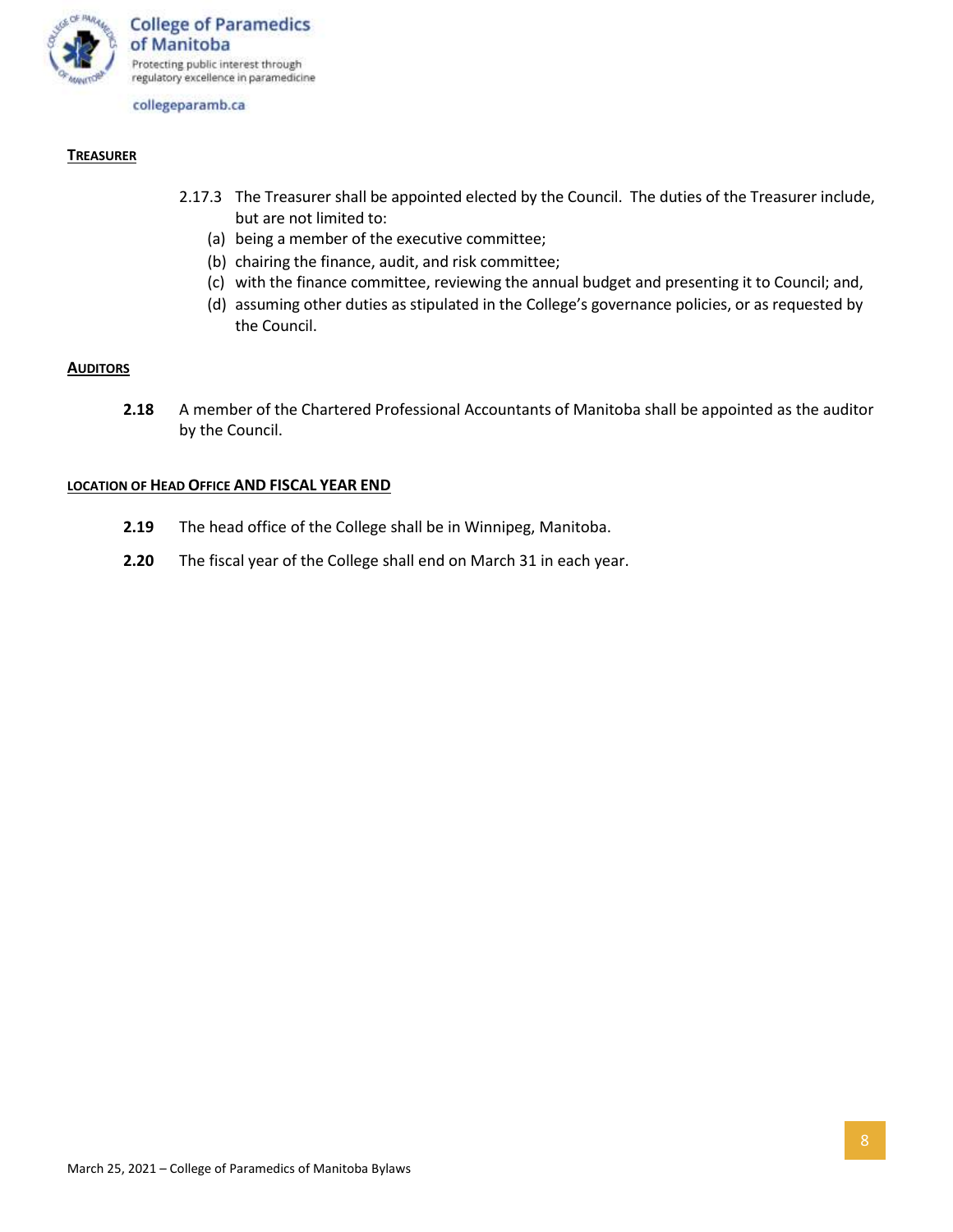**TREASURER**

2.17.3 The Treasurer shall be appointed elected by the Council. The duties of the Treasurer include, but are not limited to:

(a) being a member of the executive committee;

(b) chairing the finance, audit, and risk committee;

(c) with the finance committee, reviewing the annual budget and presenting it to Council; and,

(d) assuming other duties as stipulated in the College's governance policies, or as requested by the Council.

**AUDITORS**

**2.18** A member of the Chartered Professional Accountants of Manitoba shall be appointed as the auditor by the Council.

**LOCATION OF HEAD OFFICE AND FISCAL YEAR END**

**2.19** The head office of the College shall be in Winnipeg, Manitoba.

**2.20** The fiscal year of the College shall end on March 31 in each year.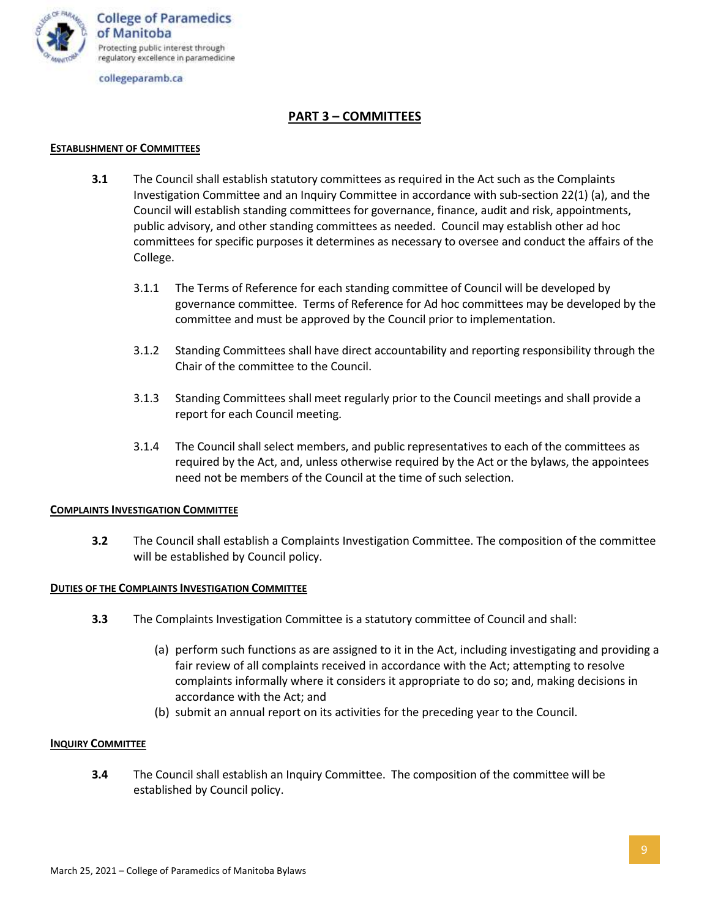## PART 3 – COMMITTEES

**ESTABLISHMENT OF COMMITTEES**

**3.1** The Council shall establish statutory committees as required in the Act such as the Complaints Investigation Committee and an Inquiry Committee in accordance with sub-section 22(1) (a), and the Council will establish standing committees for governance, finance, audit and risk, appointments, public advisory, and other standing committees as needed. Council may establish other ad hoc committees for specific purposes it determines as necessary to oversee and conduct the affairs of the College.

3.1.1 The Terms of Reference for each standing committee of Council will be developed by governance committee. Terms of Reference for Ad hoc committees may be developed by the committee and must be approved by the Council prior to implementation.

3.1.2 Standing Committees shall have direct accountability and reporting responsibility through the Chair of the committee to the Council.

3.1.3 Standing Committees shall meet regularly prior to the Council meetings and shall provide a report for each Council meeting.

3.1.4 The Council shall select members, and public representatives to each of the committees as required by the Act, and, unless otherwise required by the Act or the bylaws, the appointees need not be members of the Council at the time of such selection.

**COMPLAINTS INVESTIGATION COMMITTEE**

**3.2** The Council shall establish a Complaints Investigation Committee. The composition of the committee will be established by Council policy.

**DUTIES OF THE COMPLAINTS INVESTIGATION COMMITTEE**

**3.3** The Complaints Investigation Committee is a statutory committee of Council and shall:

(a) perform such functions as are assigned to it in the Act, including investigating and providing a fair review of all complaints received in accordance with the Act; attempting to resolve complaints informally where it considers it appropriate to do so; and, making decisions in accordance with the Act; and
(b) submit an annual report on its activities for the preceding year to the Council.

**INQUIRY COMMITTEE**

**3.4** The Council shall establish an Inquiry Committee. The composition of the committee will be established by Council policy.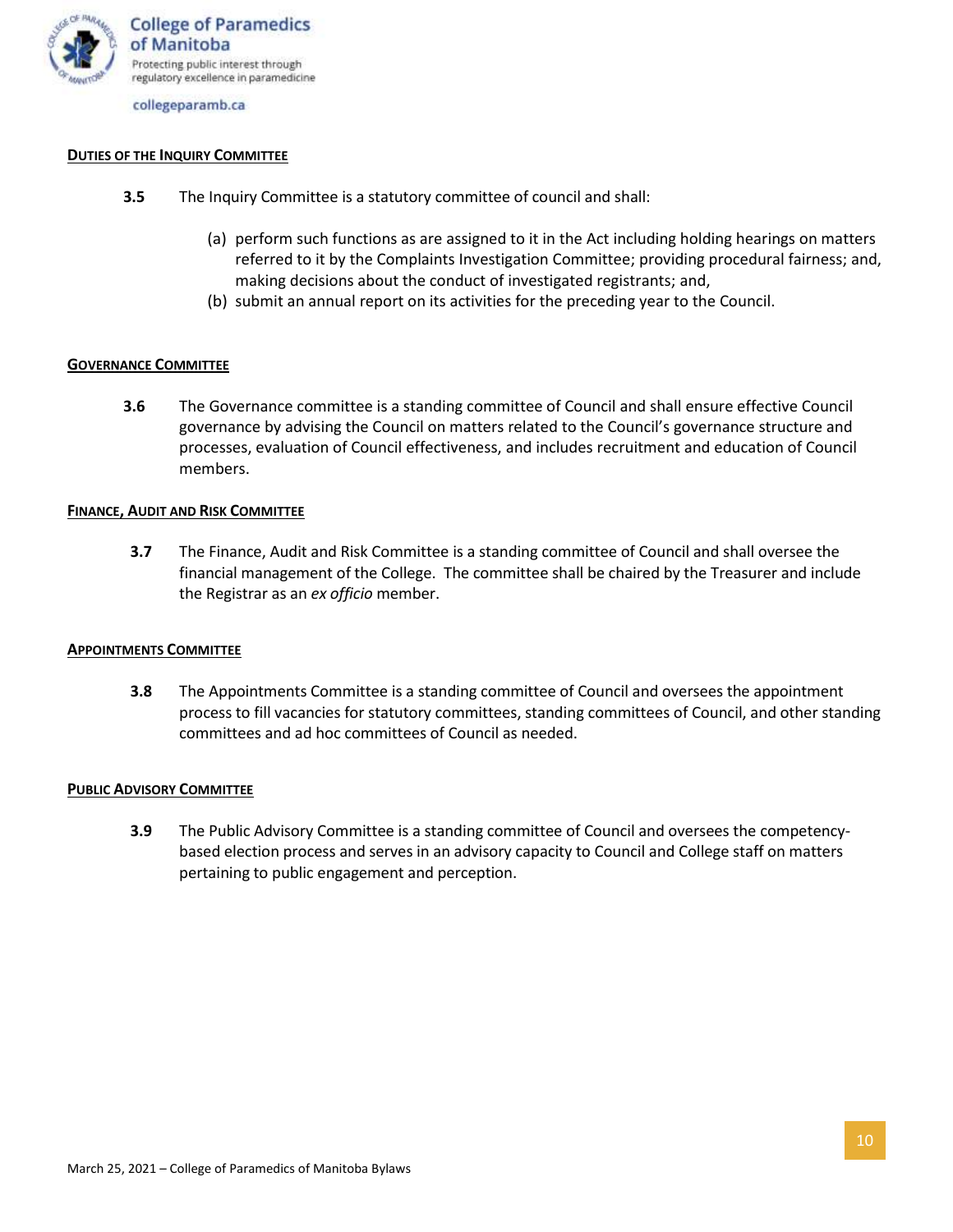**<u>DUTIES OF THE INQUIRY COMMITTEE</u>**

**3.5** The Inquiry Committee is a statutory committee of council and shall:

(a) perform such functions as are assigned to it in the Act including holding hearings on matters referred to it by the Complaints Investigation Committee; providing procedural fairness; and, making decisions about the conduct of investigated registrants; and,
(b) submit an annual report on its activities for the preceding year to the Council.

**<u>GOVERNANCE COMMITTEE</u>**

**3.6** The Governance committee is a standing committee of Council and shall ensure effective Council governance by advising the Council on matters related to the Council's governance structure and processes, evaluation of Council effectiveness, and includes recruitment and education of Council members.

**<u>FINANCE, AUDIT AND RISK COMMITTEE</u>**

**3.7** The Finance, Audit and Risk Committee is a standing committee of Council and shall oversee the financial management of the College. The committee shall be chaired by the Treasurer and include the Registrar as an *ex officio* member.

**<u>APPOINTMENTS COMMITTEE</u>**

**3.8** The Appointments Committee is a standing committee of Council and oversees the appointment process to fill vacancies for statutory committees, standing committees of Council, and other standing committees and ad hoc committees of Council as needed.

**<u>PUBLIC ADVISORY COMMITTEE</u>**

**3.9** The Public Advisory Committee is a standing committee of Council and oversees the competency-based election process and serves in an advisory capacity to Council and College staff on matters pertaining to public engagement and perception.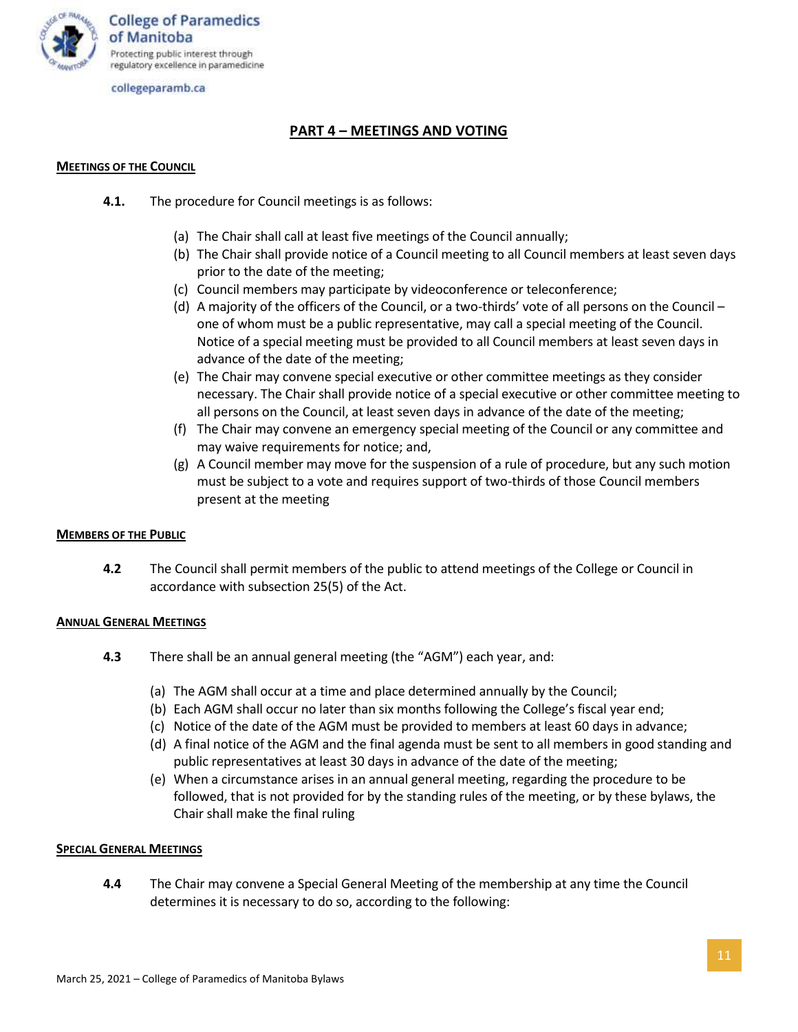## PART 4 – MEETINGS AND VOTING

**MEETINGS OF THE COUNCIL**

**4.1.** The procedure for Council meetings is as follows:

(a) The Chair shall call at least five meetings of the Council annually;
(b) The Chair shall provide notice of a Council meeting to all Council members at least seven days prior to the date of the meeting;
(c) Council members may participate by videoconference or teleconference;
(d) A majority of the officers of the Council, or a two-thirds' vote of all persons on the Council – one of whom must be a public representative, may call a special meeting of the Council. Notice of a special meeting must be provided to all Council members at least seven days in advance of the date of the meeting;
(e) The Chair may convene special executive or other committee meetings as they consider necessary. The Chair shall provide notice of a special executive or other committee meeting to all persons on the Council, at least seven days in advance of the date of the meeting;
(f) The Chair may convene an emergency special meeting of the Council or any committee and may waive requirements for notice; and,
(g) A Council member may move for the suspension of a rule of procedure, but any such motion must be subject to a vote and requires support of two-thirds of those Council members present at the meeting

**MEMBERS OF THE PUBLIC**

**4.2** The Council shall permit members of the public to attend meetings of the College or Council in accordance with subsection 25(5) of the Act.

**ANNUAL GENERAL MEETINGS**

**4.3** There shall be an annual general meeting (the "AGM") each year, and:

(a) The AGM shall occur at a time and place determined annually by the Council;
(b) Each AGM shall occur no later than six months following the College's fiscal year end;
(c) Notice of the date of the AGM must be provided to members at least 60 days in advance;
(d) A final notice of the AGM and the final agenda must be sent to all members in good standing and public representatives at least 30 days in advance of the date of the meeting;
(e) When a circumstance arises in an annual general meeting, regarding the procedure to be followed, that is not provided for by the standing rules of the meeting, or by these bylaws, the Chair shall make the final ruling

**SPECIAL GENERAL MEETINGS**

**4.4** The Chair may convene a Special General Meeting of the membership at any time the Council determines it is necessary to do so, according to the following: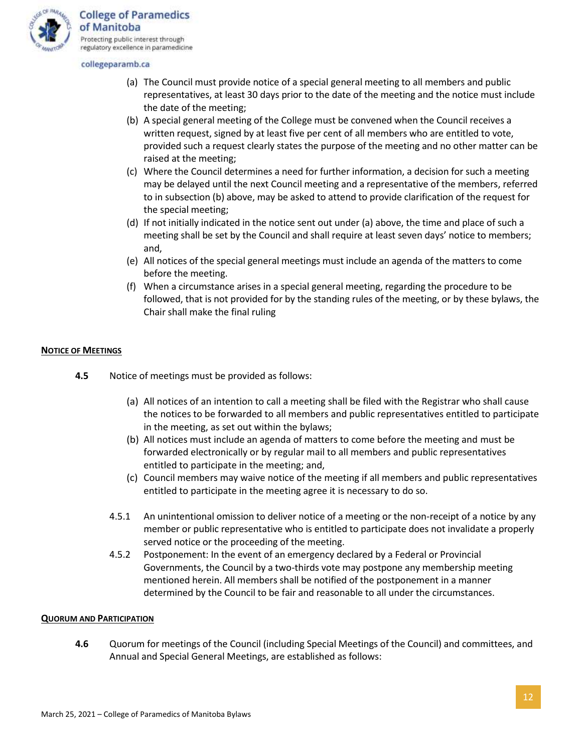(a) The Council must provide notice of a special general meeting to all members and public representatives, at least 30 days prior to the date of the meeting and the notice must include the date of the meeting;
(b) A special general meeting of the College must be convened when the Council receives a written request, signed by at least five per cent of all members who are entitled to vote, provided such a request clearly states the purpose of the meeting and no other matter can be raised at the meeting;
(c) Where the Council determines a need for further information, a decision for such a meeting may be delayed until the next Council meeting and a representative of the members, referred to in subsection (b) above, may be asked to attend to provide clarification of the request for the special meeting;
(d) If not initially indicated in the notice sent out under (a) above, the time and place of such a meeting shall be set by the Council and shall require at least seven days' notice to members; and,
(e) All notices of the special general meetings must include an agenda of the matters to come before the meeting.
(f) When a circumstance arises in a special general meeting, regarding the procedure to be followed, that is not provided for by the standing rules of the meeting, or by these bylaws, the Chair shall make the final ruling

**NOTICE OF MEETINGS**

**4.5** Notice of meetings must be provided as follows:

(a) All notices of an intention to call a meeting shall be filed with the Registrar who shall cause the notices to be forwarded to all members and public representatives entitled to participate in the meeting, as set out within the bylaws;
(b) All notices must include an agenda of matters to come before the meeting and must be forwarded electronically or by regular mail to all members and public representatives entitled to participate in the meeting; and,
(c) Council members may waive notice of the meeting if all members and public representatives entitled to participate in the meeting agree it is necessary to do so.

4.5.1 An unintentional omission to deliver notice of a meeting or the non-receipt of a notice by any member or public representative who is entitled to participate does not invalidate a properly served notice or the proceeding of the meeting.

4.5.2 Postponement: In the event of an emergency declared by a Federal or Provincial Governments, the Council by a two-thirds vote may postpone any membership meeting mentioned herein. All members shall be notified of the postponement in a manner determined by the Council to be fair and reasonable to all under the circumstances.

**QUORUM AND PARTICIPATION**

**4.6** Quorum for meetings of the Council (including Special Meetings of the Council) and committees, and Annual and Special General Meetings, are established as follows: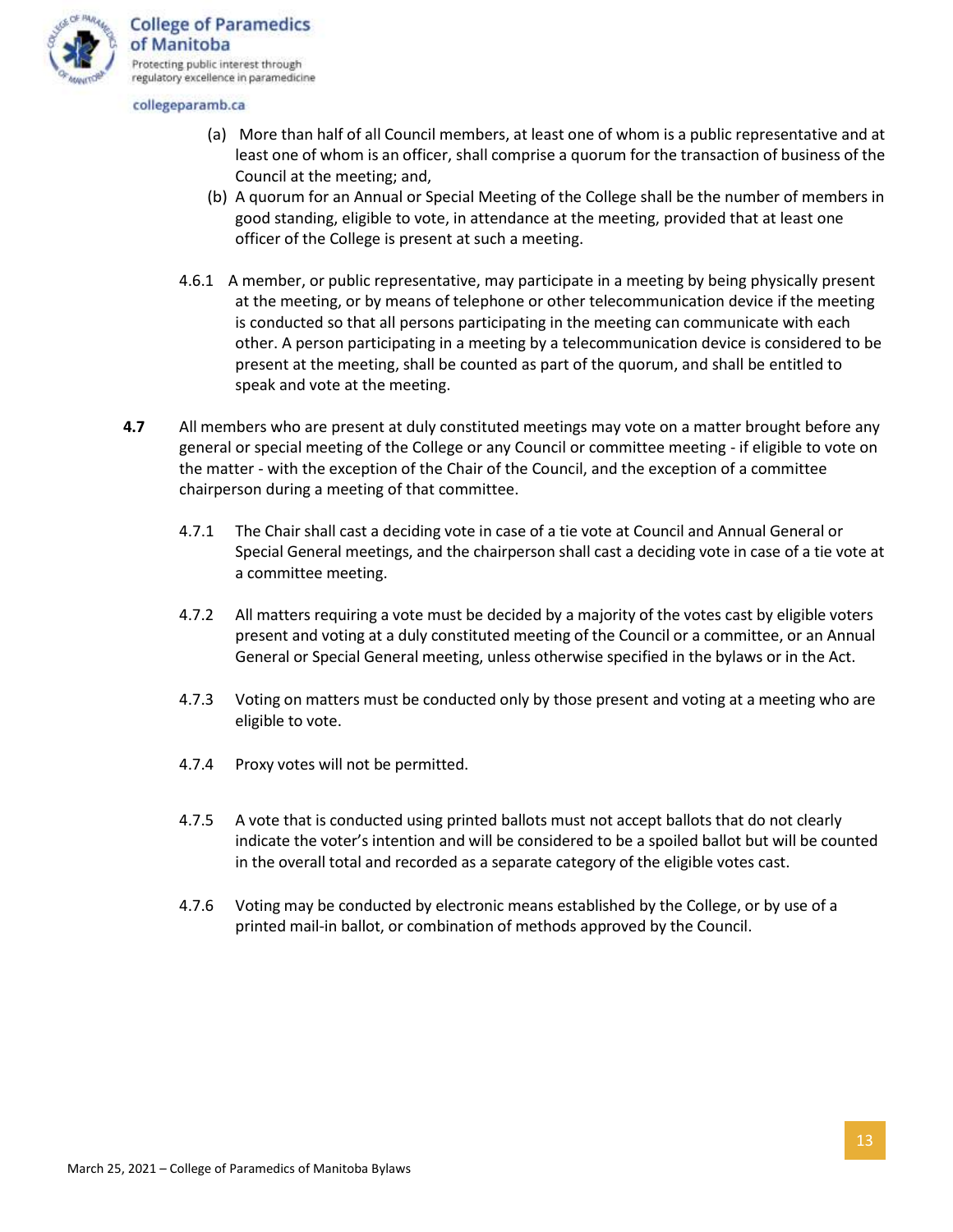(a) More than half of all Council members, at least one of whom is a public representative and at least one of whom is an officer, shall comprise a quorum for the transaction of business of the Council at the meeting; and,

(b) A quorum for an Annual or Special Meeting of the College shall be the number of members in good standing, eligible to vote, in attendance at the meeting, provided that at least one officer of the College is present at such a meeting.

4.6.1 A member, or public representative, may participate in a meeting by being physically present at the meeting, or by means of telephone or other telecommunication device if the meeting is conducted so that all persons participating in the meeting can communicate with each other. A person participating in a meeting by a telecommunication device is considered to be present at the meeting, shall be counted as part of the quorum, and shall be entitled to speak and vote at the meeting.

**4.7** All members who are present at duly constituted meetings may vote on a matter brought before any general or special meeting of the College or any Council or committee meeting - if eligible to vote on the matter - with the exception of the Chair of the Council, and the exception of a committee chairperson during a meeting of that committee.

4.7.1 The Chair shall cast a deciding vote in case of a tie vote at Council and Annual General or Special General meetings, and the chairperson shall cast a deciding vote in case of a tie vote at a committee meeting.

4.7.2 All matters requiring a vote must be decided by a majority of the votes cast by eligible voters present and voting at a duly constituted meeting of the Council or a committee, or an Annual General or Special General meeting, unless otherwise specified in the bylaws or in the Act.

4.7.3 Voting on matters must be conducted only by those present and voting at a meeting who are eligible to vote.

4.7.4 Proxy votes will not be permitted.

4.7.5 A vote that is conducted using printed ballots must not accept ballots that do not clearly indicate the voter's intention and will be considered to be a spoiled ballot but will be counted in the overall total and recorded as a separate category of the eligible votes cast.

4.7.6 Voting may be conducted by electronic means established by the College, or by use of a printed mail-in ballot, or combination of methods approved by the Council.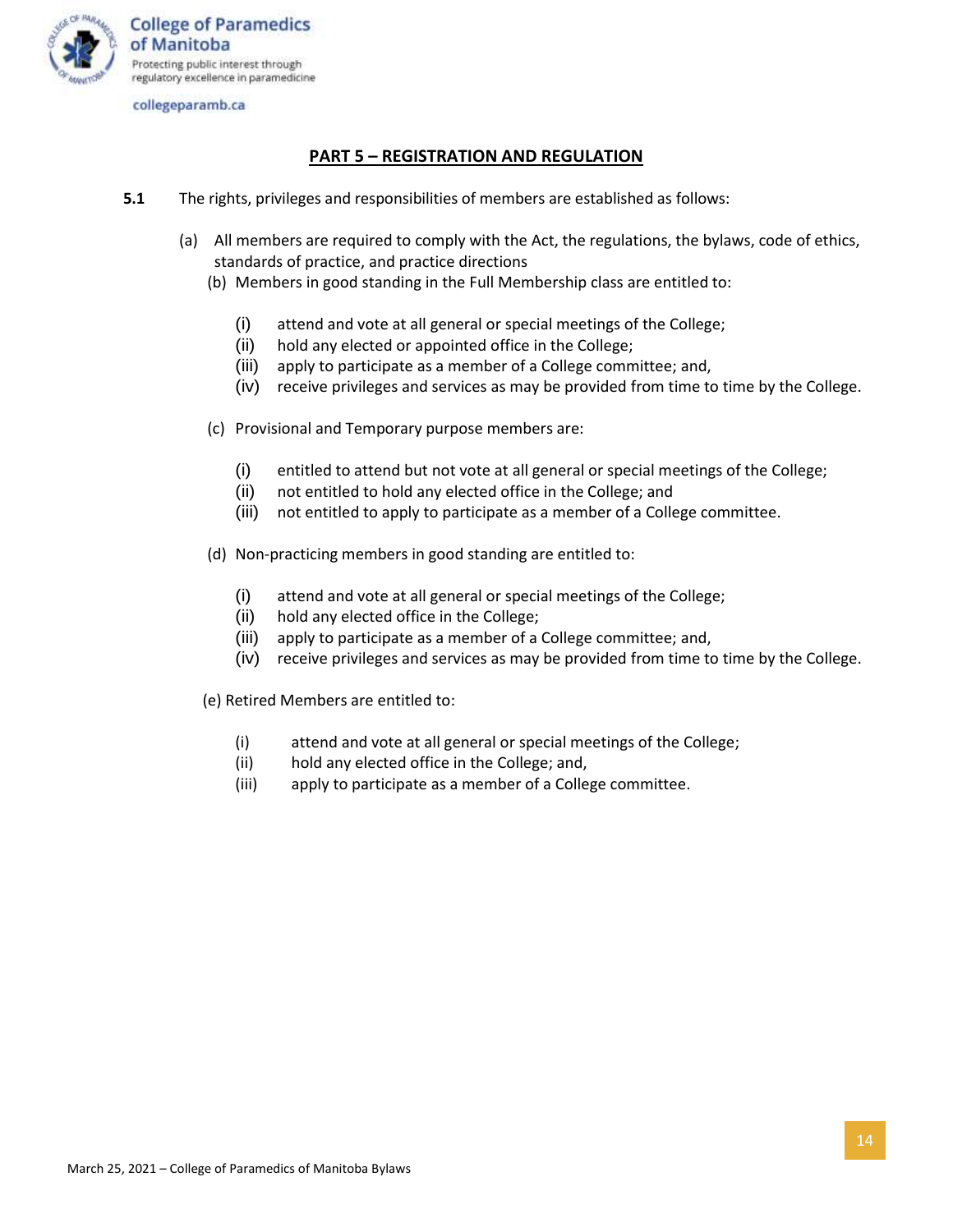## PART 5 – REGISTRATION AND REGULATION

**5.1** The rights, privileges and responsibilities of members are established as follows:

(a) All members are required to comply with the Act, the regulations, the bylaws, code of ethics, standards of practice, and practice directions

(b) Members in good standing in the Full Membership class are entitled to:

(i) attend and vote at all general or special meetings of the College;
(ii) hold any elected or appointed office in the College;
(iii) apply to participate as a member of a College committee; and,
(iv) receive privileges and services as may be provided from time to time by the College.

(c) Provisional and Temporary purpose members are:

(i) entitled to attend but not vote at all general or special meetings of the College;
(ii) not entitled to hold any elected office in the College; and
(iii) not entitled to apply to participate as a member of a College committee.

(d) Non-practicing members in good standing are entitled to:

(i) attend and vote at all general or special meetings of the College;
(ii) hold any elected office in the College;
(iii) apply to participate as a member of a College committee; and,
(iv) receive privileges and services as may be provided from time to time by the College.

(e) Retired Members are entitled to:

(i) attend and vote at all general or special meetings of the College;
(ii) hold any elected office in the College; and,
(iii) apply to participate as a member of a College committee.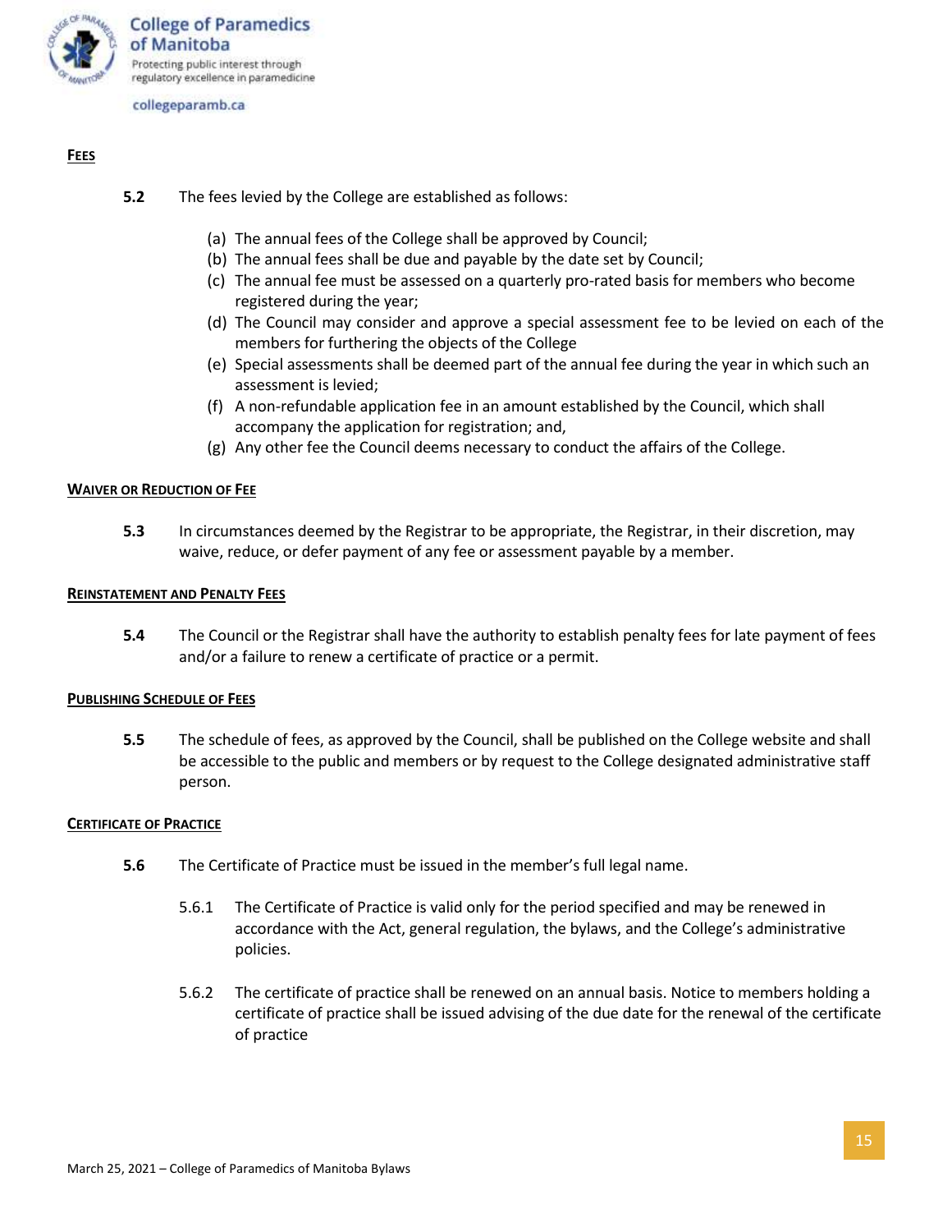**FEES**

**5.2** The fees levied by the College are established as follows:

(a) The annual fees of the College shall be approved by Council;
(b) The annual fees shall be due and payable by the date set by Council;
(c) The annual fee must be assessed on a quarterly pro-rated basis for members who become registered during the year;
(d) The Council may consider and approve a special assessment fee to be levied on each of the members for furthering the objects of the College
(e) Special assessments shall be deemed part of the annual fee during the year in which such an assessment is levied;
(f) A non-refundable application fee in an amount established by the Council, which shall accompany the application for registration; and,
(g) Any other fee the Council deems necessary to conduct the affairs of the College.

**WAIVER OR REDUCTION OF FEE**

**5.3** In circumstances deemed by the Registrar to be appropriate, the Registrar, in their discretion, may waive, reduce, or defer payment of any fee or assessment payable by a member.

**REINSTATEMENT AND PENALTY FEES**

**5.4** The Council or the Registrar shall have the authority to establish penalty fees for late payment of fees and/or a failure to renew a certificate of practice or a permit.

**PUBLISHING SCHEDULE OF FEES**

**5.5** The schedule of fees, as approved by the Council, shall be published on the College website and shall be accessible to the public and members or by request to the College designated administrative staff person.

**CERTIFICATE OF PRACTICE**

**5.6** The Certificate of Practice must be issued in the member's full legal name.

5.6.1 The Certificate of Practice is valid only for the period specified and may be renewed in accordance with the Act, general regulation, the bylaws, and the College's administrative policies.

5.6.2 The certificate of practice shall be renewed on an annual basis. Notice to members holding a certificate of practice shall be issued advising of the due date for the renewal of the certificate of practice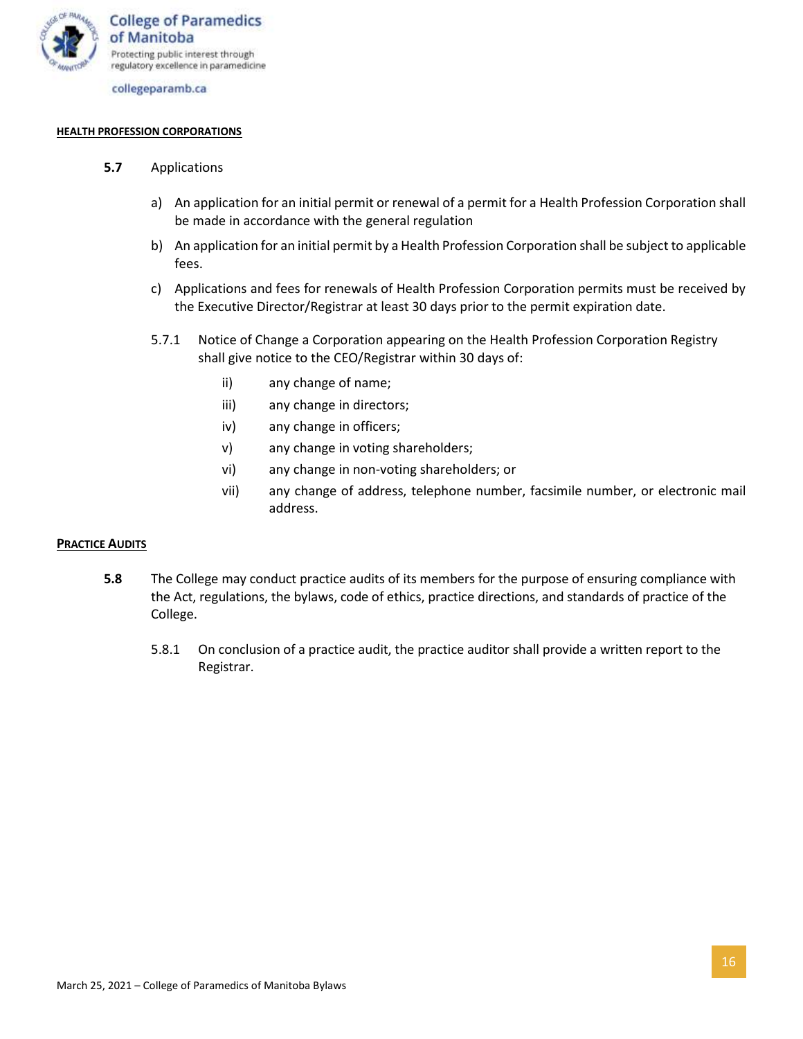**HEALTH PROFESSION CORPORATIONS**

**5.7** Applications

a) An application for an initial permit or renewal of a permit for a Health Profession Corporation shall be made in accordance with the general regulation

b) An application for an initial permit by a Health Profession Corporation shall be subject to applicable fees.

c) Applications and fees for renewals of Health Profession Corporation permits must be received by the Executive Director/Registrar at least 30 days prior to the permit expiration date.

5.7.1 Notice of Change a Corporation appearing on the Health Profession Corporation Registry shall give notice to the CEO/Registrar within 30 days of:

- ii) any change of name;
- iii) any change in directors;
- iv) any change in officers;
- v) any change in voting shareholders;
- vi) any change in non-voting shareholders; or
- vii) any change of address, telephone number, facsimile number, or electronic mail address.

**PRACTICE AUDITS**

**5.8** The College may conduct practice audits of its members for the purpose of ensuring compliance with the Act, regulations, the bylaws, code of ethics, practice directions, and standards of practice of the College.

5.8.1 On conclusion of a practice audit, the practice auditor shall provide a written report to the Registrar.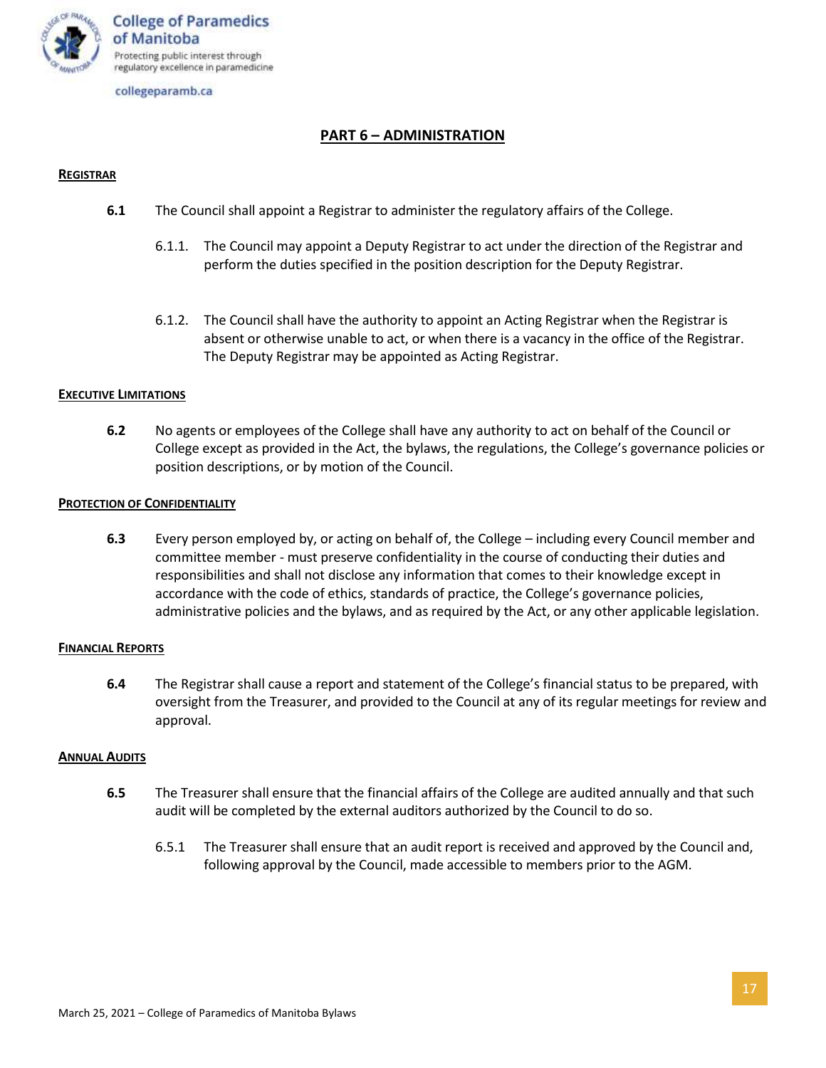## PART 6 – ADMINISTRATION

### REGISTRAR

**6.1** The Council shall appoint a Registrar to administer the regulatory affairs of the College.

6.1.1. The Council may appoint a Deputy Registrar to act under the direction of the Registrar and perform the duties specified in the position description for the Deputy Registrar.

6.1.2. The Council shall have the authority to appoint an Acting Registrar when the Registrar is absent or otherwise unable to act, or when there is a vacancy in the office of the Registrar. The Deputy Registrar may be appointed as Acting Registrar.

### EXECUTIVE LIMITATIONS

**6.2** No agents or employees of the College shall have any authority to act on behalf of the Council or College except as provided in the Act, the bylaws, the regulations, the College's governance policies or position descriptions, or by motion of the Council.

### PROTECTION OF CONFIDENTIALITY

**6.3** Every person employed by, or acting on behalf of, the College – including every Council member and committee member - must preserve confidentiality in the course of conducting their duties and responsibilities and shall not disclose any information that comes to their knowledge except in accordance with the code of ethics, standards of practice, the College's governance policies, administrative policies and the bylaws, and as required by the Act, or any other applicable legislation.

### FINANCIAL REPORTS

**6.4** The Registrar shall cause a report and statement of the College's financial status to be prepared, with oversight from the Treasurer, and provided to the Council at any of its regular meetings for review and approval.

### ANNUAL AUDITS

**6.5** The Treasurer shall ensure that the financial affairs of the College are audited annually and that such audit will be completed by the external auditors authorized by the Council to do so.

6.5.1 The Treasurer shall ensure that an audit report is received and approved by the Council and, following approval by the Council, made accessible to members prior to the AGM.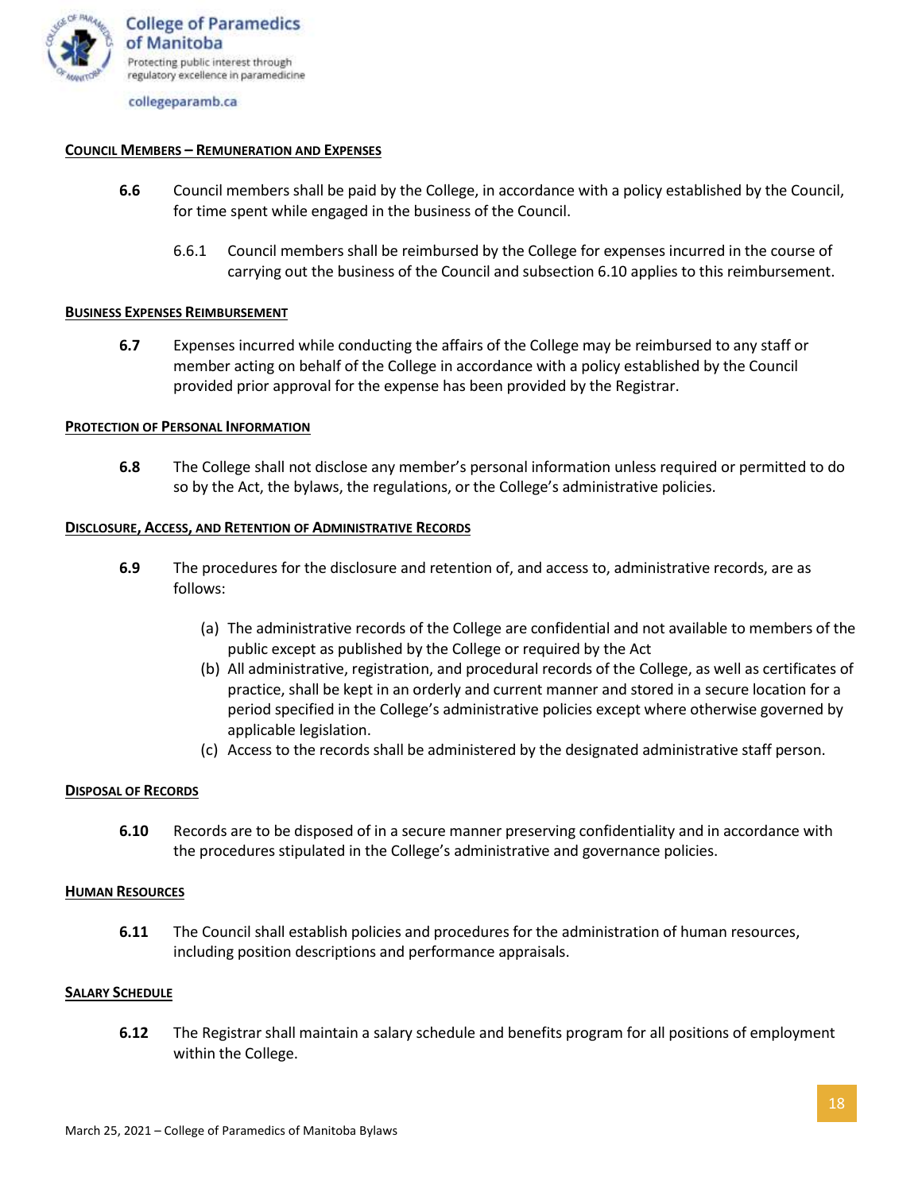#### Council Members – Remuneration and Expenses

**6.6** Council members shall be paid by the College, in accordance with a policy established by the Council, for time spent while engaged in the business of the Council.

6.6.1 Council members shall be reimbursed by the College for expenses incurred in the course of carrying out the business of the Council and subsection 6.10 applies to this reimbursement.

#### Business Expenses Reimbursement

**6.7** Expenses incurred while conducting the affairs of the College may be reimbursed to any staff or member acting on behalf of the College in accordance with a policy established by the Council provided prior approval for the expense has been provided by the Registrar.

#### Protection of Personal Information

**6.8** The College shall not disclose any member's personal information unless required or permitted to do so by the Act, the bylaws, the regulations, or the College's administrative policies.

#### Disclosure, Access, and Retention of Administrative Records

**6.9** The procedures for the disclosure and retention of, and access to, administrative records, are as follows:

(a) The administrative records of the College are confidential and not available to members of the public except as published by the College or required by the Act

(b) All administrative, registration, and procedural records of the College, as well as certificates of practice, shall be kept in an orderly and current manner and stored in a secure location for a period specified in the College's administrative policies except where otherwise governed by applicable legislation.

(c) Access to the records shall be administered by the designated administrative staff person.

#### Disposal of Records

**6.10** Records are to be disposed of in a secure manner preserving confidentiality and in accordance with the procedures stipulated in the College's administrative and governance policies.

#### Human Resources

**6.11** The Council shall establish policies and procedures for the administration of human resources, including position descriptions and performance appraisals.

#### Salary Schedule

**6.12** The Registrar shall maintain a salary schedule and benefits program for all positions of employment within the College.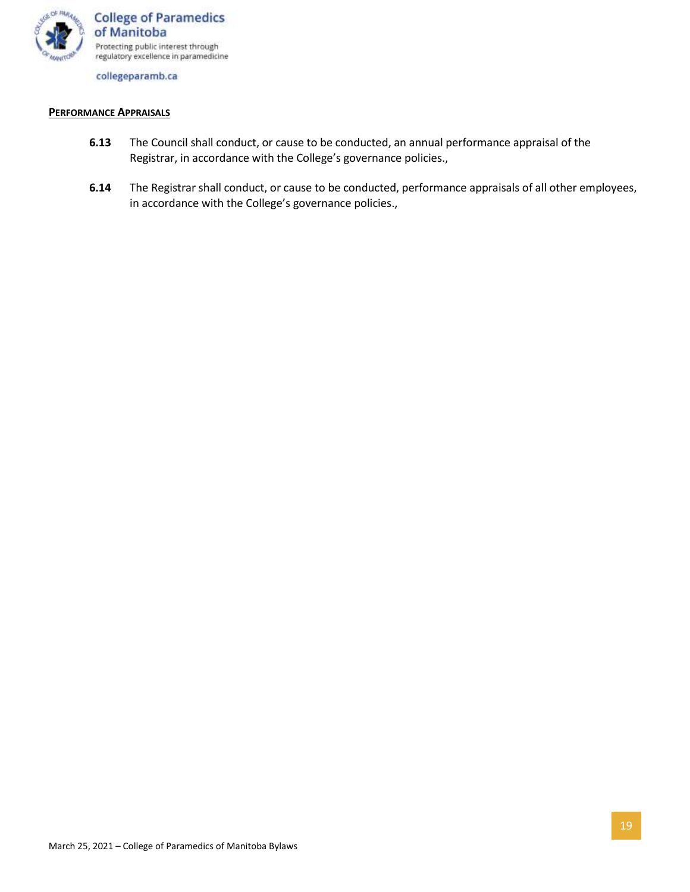**PERFORMANCE APPRAISALS**

**6.13** The Council shall conduct, or cause to be conducted, an annual performance appraisal of the Registrar, in accordance with the College's governance policies.,

**6.14** The Registrar shall conduct, or cause to be conducted, performance appraisals of all other employees, in accordance with the College's governance policies.,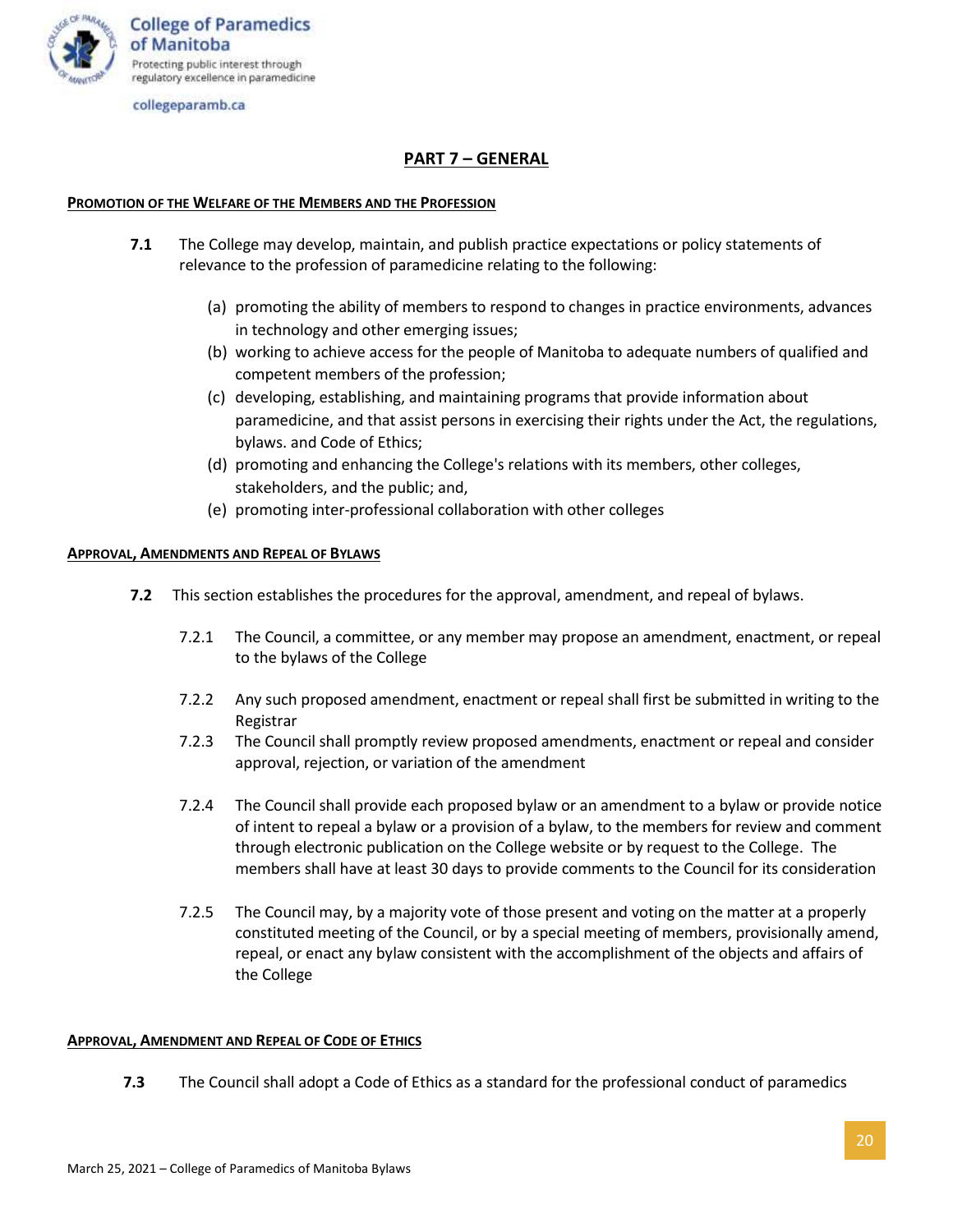## PART 7 – GENERAL

**PROMOTION OF THE WELFARE OF THE MEMBERS AND THE PROFESSION**

**7.1** The College may develop, maintain, and publish practice expectations or policy statements of relevance to the profession of paramedicine relating to the following:

(a) promoting the ability of members to respond to changes in practice environments, advances in technology and other emerging issues;
(b) working to achieve access for the people of Manitoba to adequate numbers of qualified and competent members of the profession;
(c) developing, establishing, and maintaining programs that provide information about paramedicine, and that assist persons in exercising their rights under the Act, the regulations, bylaws. and Code of Ethics;
(d) promoting and enhancing the College's relations with its members, other colleges, stakeholders, and the public; and,
(e) promoting inter-professional collaboration with other colleges

**APPROVAL, AMENDMENTS AND REPEAL OF BYLAWS**

**7.2** This section establishes the procedures for the approval, amendment, and repeal of bylaws.

7.2.1 The Council, a committee, or any member may propose an amendment, enactment, or repeal to the bylaws of the College

7.2.2 Any such proposed amendment, enactment or repeal shall first be submitted in writing to the Registrar

7.2.3 The Council shall promptly review proposed amendments, enactment or repeal and consider approval, rejection, or variation of the amendment

7.2.4 The Council shall provide each proposed bylaw or an amendment to a bylaw or provide notice of intent to repeal a bylaw or a provision of a bylaw, to the members for review and comment through electronic publication on the College website or by request to the College. The members shall have at least 30 days to provide comments to the Council for its consideration

7.2.5 The Council may, by a majority vote of those present and voting on the matter at a properly constituted meeting of the Council, or by a special meeting of members, provisionally amend, repeal, or enact any bylaw consistent with the accomplishment of the objects and affairs of the College

**APPROVAL, AMENDMENT AND REPEAL OF CODE OF ETHICS**

**7.3** The Council shall adopt a Code of Ethics as a standard for the professional conduct of paramedics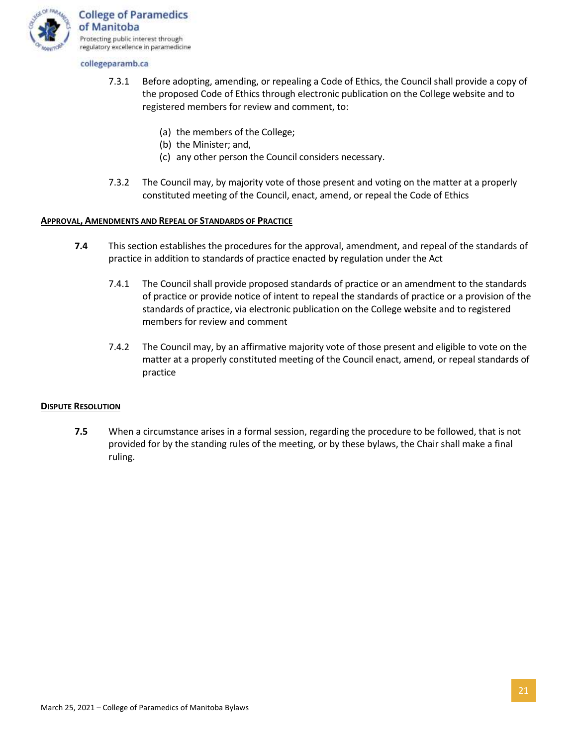7.3.1 Before adopting, amending, or repealing a Code of Ethics, the Council shall provide a copy of the proposed Code of Ethics through electronic publication on the College website and to registered members for review and comment, to:

(a) the members of the College;
(b) the Minister; and,
(c) any other person the Council considers necessary.

7.3.2 The Council may, by majority vote of those present and voting on the matter at a properly constituted meeting of the Council, enact, amend, or repeal the Code of Ethics

**APPROVAL, AMENDMENTS AND REPEAL OF STANDARDS OF PRACTICE**

**7.4** This section establishes the procedures for the approval, amendment, and repeal of the standards of practice in addition to standards of practice enacted by regulation under the Act

7.4.1 The Council shall provide proposed standards of practice or an amendment to the standards of practice or provide notice of intent to repeal the standards of practice or a provision of the standards of practice, via electronic publication on the College website and to registered members for review and comment

7.4.2 The Council may, by an affirmative majority vote of those present and eligible to vote on the matter at a properly constituted meeting of the Council enact, amend, or repeal standards of practice

**DISPUTE RESOLUTION**

**7.5** When a circumstance arises in a formal session, regarding the procedure to be followed, that is not provided for by the standing rules of the meeting, or by these bylaws, the Chair shall make a final ruling.